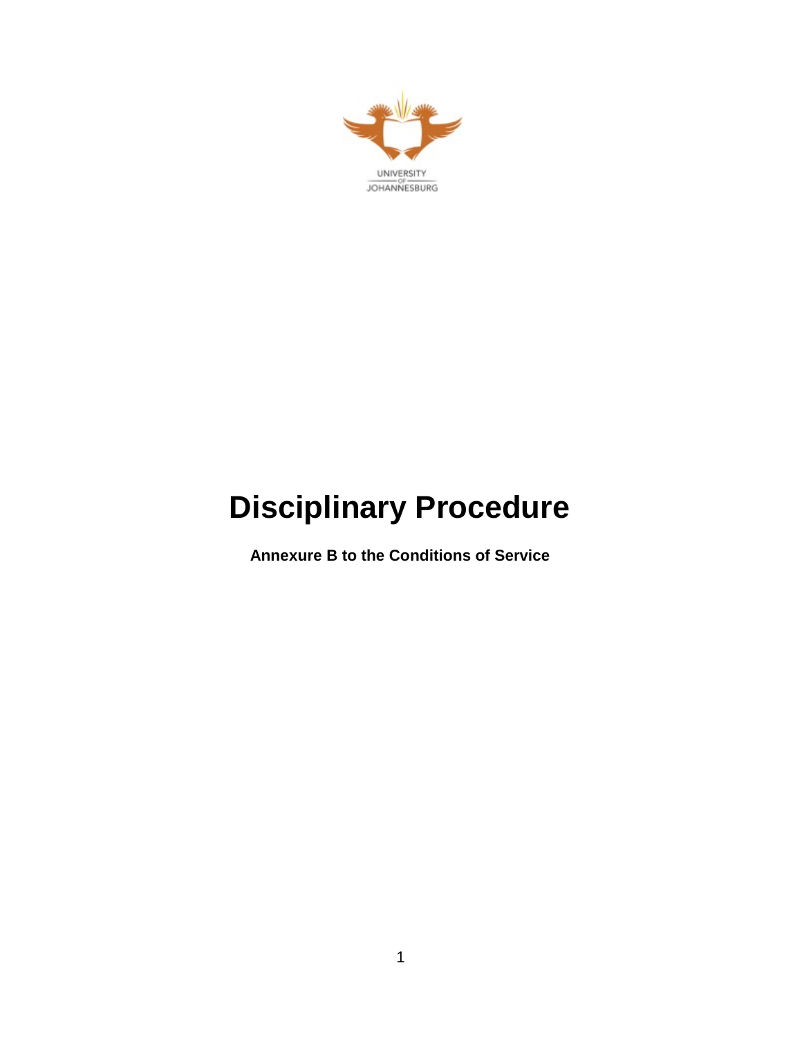UNIVERSITY OF JOHANNESBURG

# Disciplinary Procedure

**Annexure B to the Conditions of Service**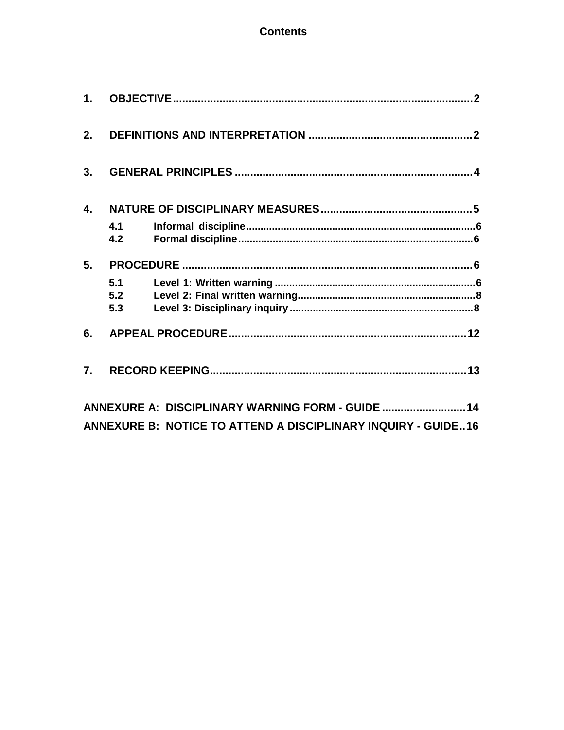# Contents

**1. OBJECTIVE** .......... 2

**2. DEFINITIONS AND INTERPRETATION** .......... 2

**3. GENERAL PRINCIPLES** .......... 4

**4. NATURE OF DISCIPLINARY MEASURES** .......... 5

- **4.1 Informal discipline** .......... 6
- **4.2 Formal discipline** .......... 6

**5. PROCEDURE** .......... 6

- **5.1 Level 1: Written warning** .......... 6
- **5.2 Level 2: Final written warning** .......... 8
- **5.3 Level 3: Disciplinary inquiry** .......... 8

**6. APPEAL PROCEDURE** .......... 12

**7. RECORD KEEPING** .......... 13

**ANNEXURE A: DISCIPLINARY WARNING FORM - GUIDE** .......... 14

**ANNEXURE B: NOTICE TO ATTEND A DISCIPLINARY INQUIRY - GUIDE** .......... 16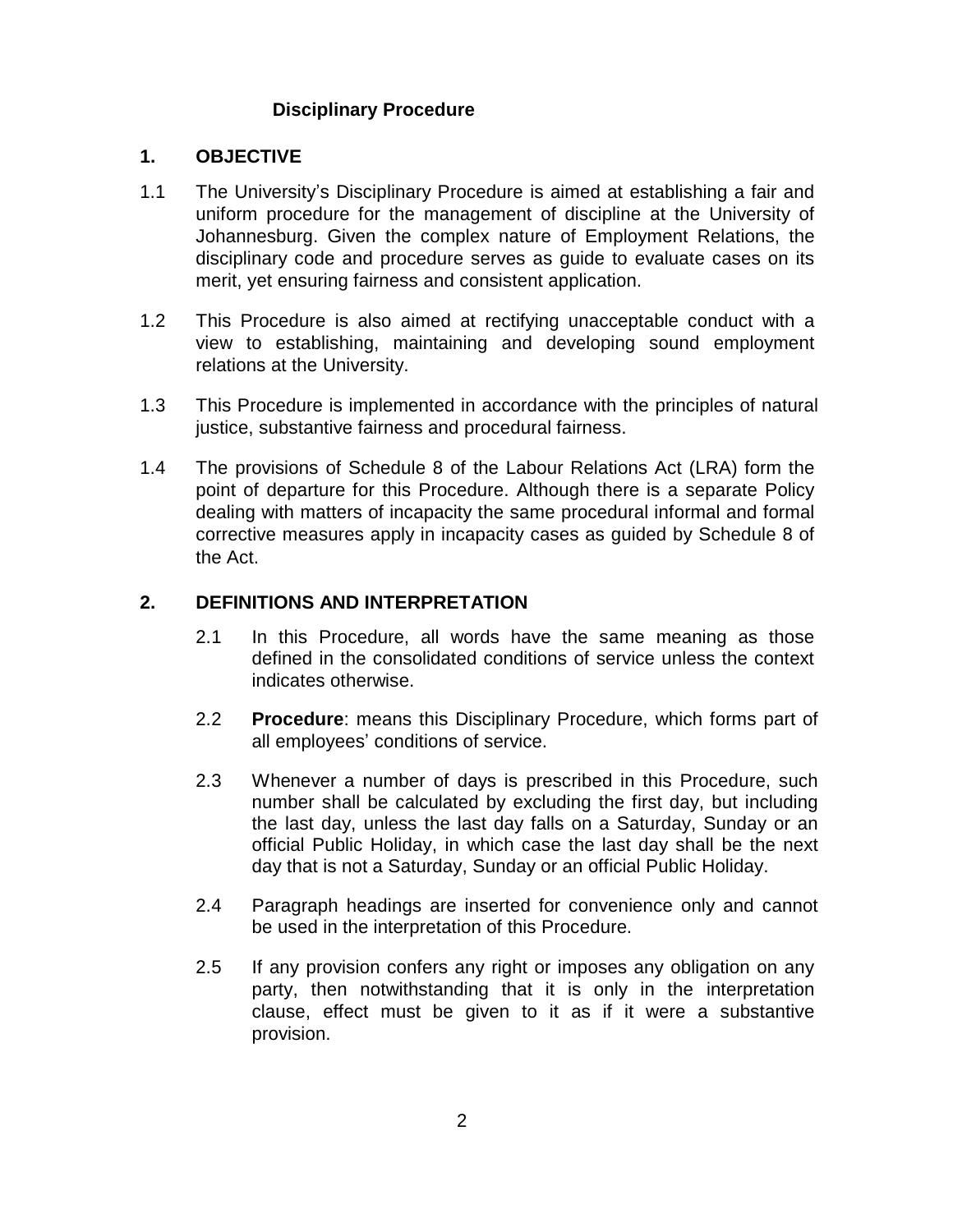## Disciplinary Procedure

### 1. OBJECTIVE

1.1 The University's Disciplinary Procedure is aimed at establishing a fair and uniform procedure for the management of discipline at the University of Johannesburg. Given the complex nature of Employment Relations, the disciplinary code and procedure serves as guide to evaluate cases on its merit, yet ensuring fairness and consistent application.

1.2 This Procedure is also aimed at rectifying unacceptable conduct with a view to establishing, maintaining and developing sound employment relations at the University.

1.3 This Procedure is implemented in accordance with the principles of natural justice, substantive fairness and procedural fairness.

1.4 The provisions of Schedule 8 of the Labour Relations Act (LRA) form the point of departure for this Procedure. Although there is a separate Policy dealing with matters of incapacity the same procedural informal and formal corrective measures apply in incapacity cases as guided by Schedule 8 of the Act.

### 2. DEFINITIONS AND INTERPRETATION

2.1 In this Procedure, all words have the same meaning as those defined in the consolidated conditions of service unless the context indicates otherwise.

2.2 **Procedure**: means this Disciplinary Procedure, which forms part of all employees' conditions of service.

2.3 Whenever a number of days is prescribed in this Procedure, such number shall be calculated by excluding the first day, but including the last day, unless the last day falls on a Saturday, Sunday or an official Public Holiday, in which case the last day shall be the next day that is not a Saturday, Sunday or an official Public Holiday.

2.4 Paragraph headings are inserted for convenience only and cannot be used in the interpretation of this Procedure.

2.5 If any provision confers any right or imposes any obligation on any party, then notwithstanding that it is only in the interpretation clause, effect must be given to it as if it were a substantive provision.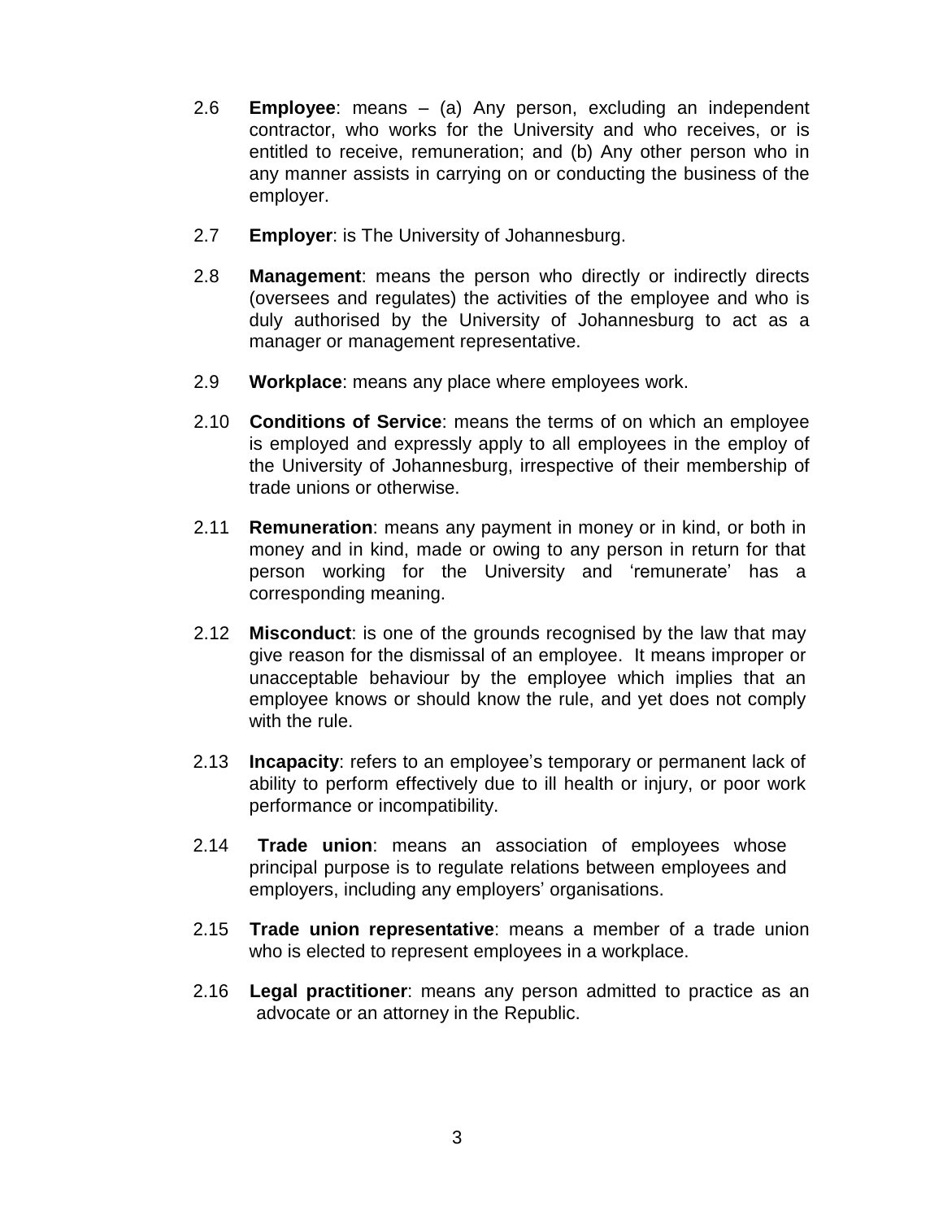2.6 **Employee**: means – (a) Any person, excluding an independent contractor, who works for the University and who receives, or is entitled to receive, remuneration; and (b) Any other person who in any manner assists in carrying on or conducting the business of the employer.

2.7 **Employer**: is The University of Johannesburg.

2.8 **Management**: means the person who directly or indirectly directs (oversees and regulates) the activities of the employee and who is duly authorised by the University of Johannesburg to act as a manager or management representative.

2.9 **Workplace**: means any place where employees work.

2.10 **Conditions of Service**: means the terms of on which an employee is employed and expressly apply to all employees in the employ of the University of Johannesburg, irrespective of their membership of trade unions or otherwise.

2.11 **Remuneration**: means any payment in money or in kind, or both in money and in kind, made or owing to any person in return for that person working for the University and 'remunerate' has a corresponding meaning.

2.12 **Misconduct**: is one of the grounds recognised by the law that may give reason for the dismissal of an employee. It means improper or unacceptable behaviour by the employee which implies that an employee knows or should know the rule, and yet does not comply with the rule.

2.13 **Incapacity**: refers to an employee's temporary or permanent lack of ability to perform effectively due to ill health or injury, or poor work performance or incompatibility.

2.14 **Trade union**: means an association of employees whose principal purpose is to regulate relations between employees and employers, including any employers' organisations.

2.15 **Trade union representative**: means a member of a trade union who is elected to represent employees in a workplace.

2.16 **Legal practitioner**: means any person admitted to practice as an advocate or an attorney in the Republic.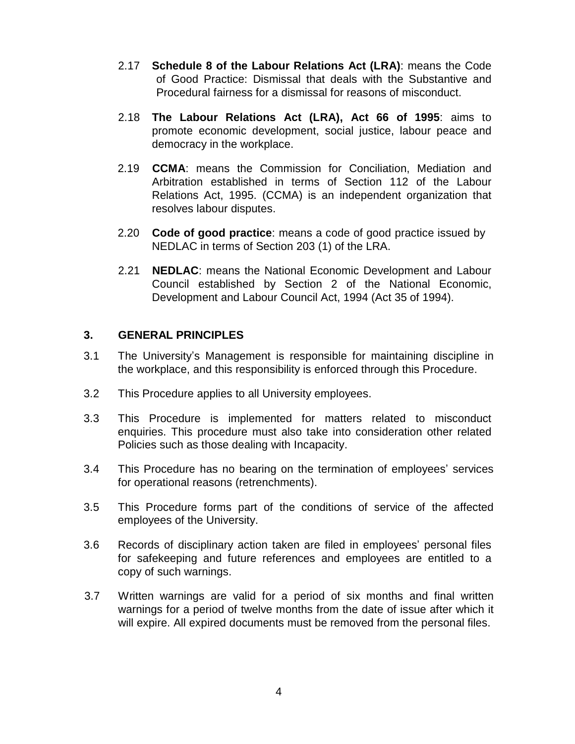2.17 **Schedule 8 of the Labour Relations Act (LRA)**: means the Code of Good Practice: Dismissal that deals with the Substantive and Procedural fairness for a dismissal for reasons of misconduct.

2.18 **The Labour Relations Act (LRA), Act 66 of 1995**: aims to promote economic development, social justice, labour peace and democracy in the workplace.

2.19 **CCMA**: means the Commission for Conciliation, Mediation and Arbitration established in terms of Section 112 of the Labour Relations Act, 1995. (CCMA) is an independent organization that resolves labour disputes.

2.20 **Code of good practice**: means a code of good practice issued by NEDLAC in terms of Section 203 (1) of the LRA.

2.21 **NEDLAC**: means the National Economic Development and Labour Council established by Section 2 of the National Economic, Development and Labour Council Act, 1994 (Act 35 of 1994).

## 3. GENERAL PRINCIPLES

3.1 The University's Management is responsible for maintaining discipline in the workplace, and this responsibility is enforced through this Procedure.

3.2 This Procedure applies to all University employees.

3.3 This Procedure is implemented for matters related to misconduct enquiries. This procedure must also take into consideration other related Policies such as those dealing with Incapacity.

3.4 This Procedure has no bearing on the termination of employees' services for operational reasons (retrenchments).

3.5 This Procedure forms part of the conditions of service of the affected employees of the University.

3.6 Records of disciplinary action taken are filed in employees' personal files for safekeeping and future references and employees are entitled to a copy of such warnings.

3.7 Written warnings are valid for a period of six months and final written warnings for a period of twelve months from the date of issue after which it will expire. All expired documents must be removed from the personal files.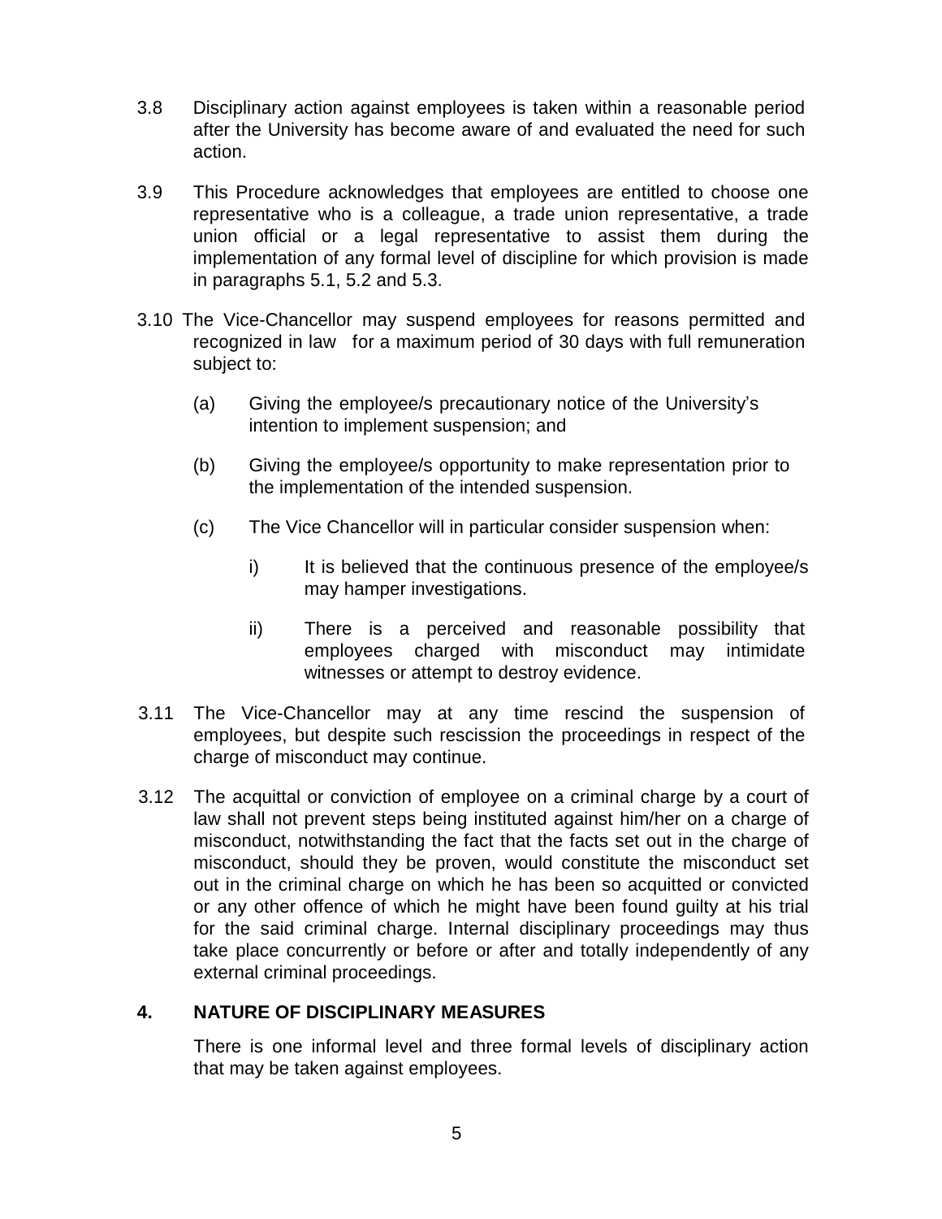3.8 Disciplinary action against employees is taken within a reasonable period after the University has become aware of and evaluated the need for such action.

3.9 This Procedure acknowledges that employees are entitled to choose one representative who is a colleague, a trade union representative, a trade union official or a legal representative to assist them during the implementation of any formal level of discipline for which provision is made in paragraphs 5.1, 5.2 and 5.3.

3.10 The Vice-Chancellor may suspend employees for reasons permitted and recognized in law for a maximum period of 30 days with full remuneration subject to:

(a) Giving the employee/s precautionary notice of the University's intention to implement suspension; and

(b) Giving the employee/s opportunity to make representation prior to the implementation of the intended suspension.

(c) The Vice Chancellor will in particular consider suspension when:

i) It is believed that the continuous presence of the employee/s may hamper investigations.

ii) There is a perceived and reasonable possibility that employees charged with misconduct may intimidate witnesses or attempt to destroy evidence.

3.11 The Vice-Chancellor may at any time rescind the suspension of employees, but despite such rescission the proceedings in respect of the charge of misconduct may continue.

3.12 The acquittal or conviction of employee on a criminal charge by a court of law shall not prevent steps being instituted against him/her on a charge of misconduct, notwithstanding the fact that the facts set out in the charge of misconduct, should they be proven, would constitute the misconduct set out in the criminal charge on which he has been so acquitted or convicted or any other offence of which he might have been found guilty at his trial for the said criminal charge. Internal disciplinary proceedings may thus take place concurrently or before or after and totally independently of any external criminal proceedings.

## 4. NATURE OF DISCIPLINARY MEASURES

There is one informal level and three formal levels of disciplinary action that may be taken against employees.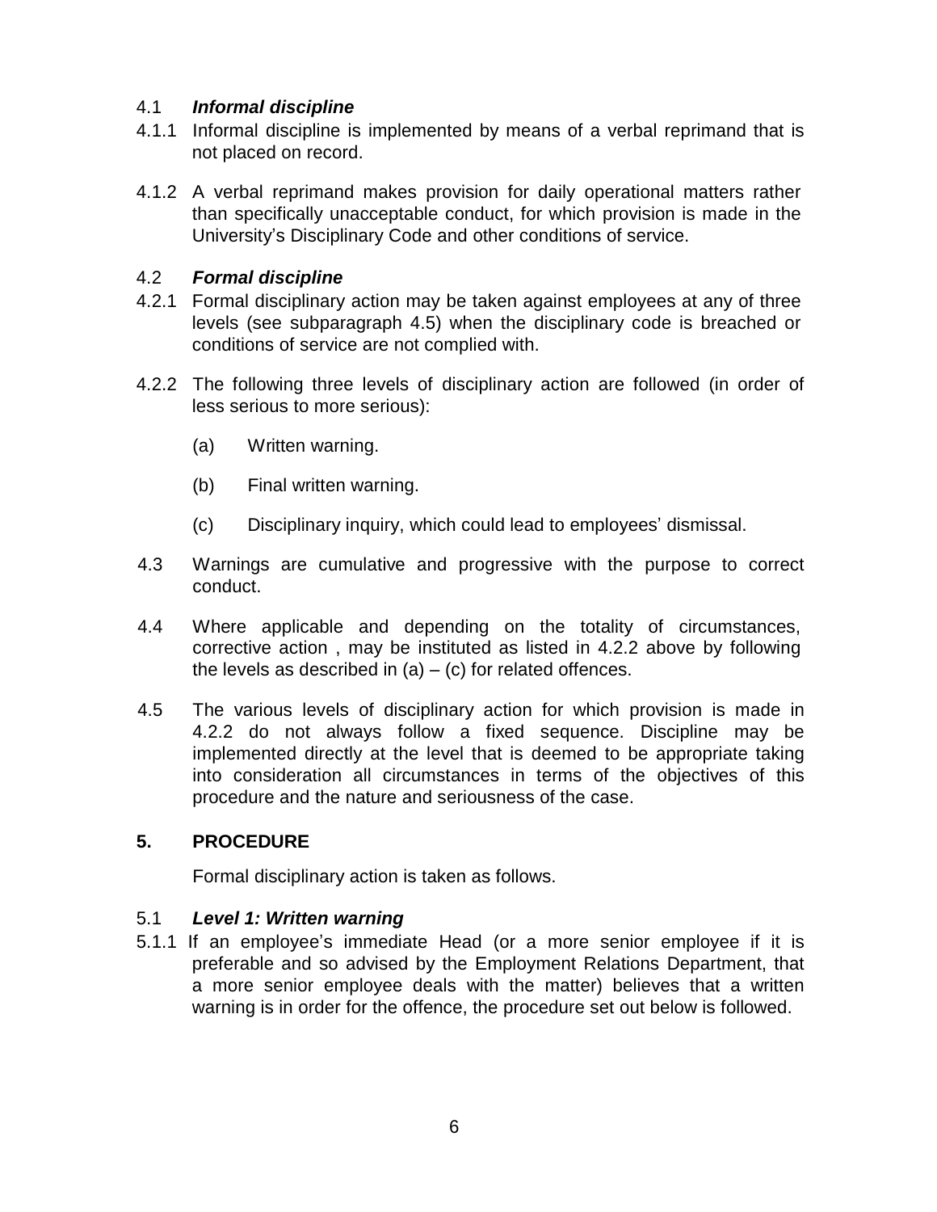### 4.1 *Informal discipline*

4.1.1 Informal discipline is implemented by means of a verbal reprimand that is not placed on record.

4.1.2 A verbal reprimand makes provision for daily operational matters rather than specifically unacceptable conduct, for which provision is made in the University's Disciplinary Code and other conditions of service.

### 4.2 *Formal discipline*

4.2.1 Formal disciplinary action may be taken against employees at any of three levels (see subparagraph 4.5) when the disciplinary code is breached or conditions of service are not complied with.

4.2.2 The following three levels of disciplinary action are followed (in order of less serious to more serious):

(a) Written warning.

(b) Final written warning.

(c) Disciplinary inquiry, which could lead to employees' dismissal.

4.3 Warnings are cumulative and progressive with the purpose to correct conduct.

4.4 Where applicable and depending on the totality of circumstances, corrective action , may be instituted as listed in 4.2.2 above by following the levels as described in (a) – (c) for related offences.

4.5 The various levels of disciplinary action for which provision is made in 4.2.2 do not always follow a fixed sequence. Discipline may be implemented directly at the level that is deemed to be appropriate taking into consideration all circumstances in terms of the objectives of this procedure and the nature and seriousness of the case.

## 5. PROCEDURE

Formal disciplinary action is taken as follows.

### 5.1 *Level 1: Written warning*

5.1.1 If an employee's immediate Head (or a more senior employee if it is preferable and so advised by the Employment Relations Department, that a more senior employee deals with the matter) believes that a written warning is in order for the offence, the procedure set out below is followed.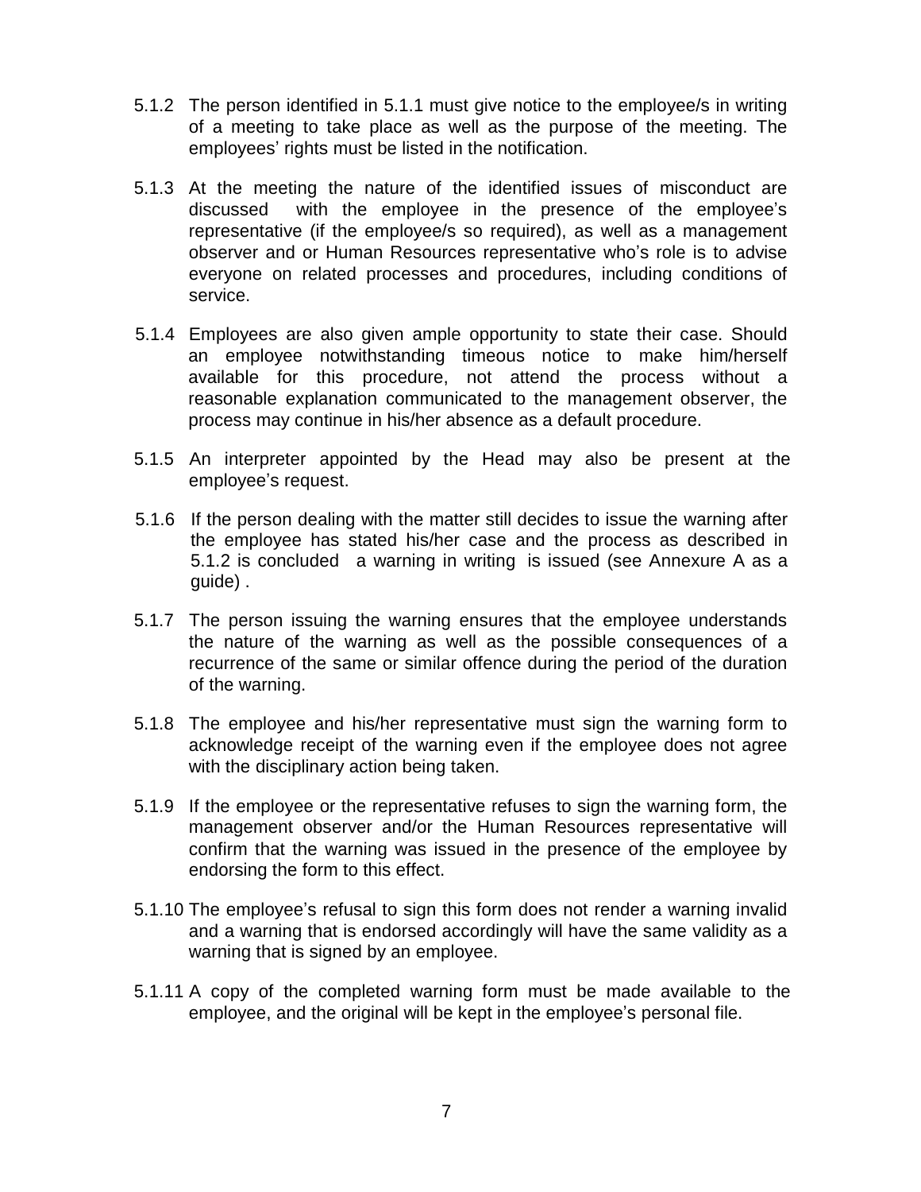5.1.2 The person identified in 5.1.1 must give notice to the employee/s in writing of a meeting to take place as well as the purpose of the meeting. The employees' rights must be listed in the notification.

5.1.3 At the meeting the nature of the identified issues of misconduct are discussed with the employee in the presence of the employee's representative (if the employee/s so required), as well as a management observer and or Human Resources representative who's role is to advise everyone on related processes and procedures, including conditions of service.

5.1.4 Employees are also given ample opportunity to state their case. Should an employee notwithstanding timeous notice to make him/herself available for this procedure, not attend the process without a reasonable explanation communicated to the management observer, the process may continue in his/her absence as a default procedure.

5.1.5 An interpreter appointed by the Head may also be present at the employee's request.

5.1.6 If the person dealing with the matter still decides to issue the warning after the employee has stated his/her case and the process as described in 5.1.2 is concluded a warning in writing is issued (see Annexure A as a guide) .

5.1.7 The person issuing the warning ensures that the employee understands the nature of the warning as well as the possible consequences of a recurrence of the same or similar offence during the period of the duration of the warning.

5.1.8 The employee and his/her representative must sign the warning form to acknowledge receipt of the warning even if the employee does not agree with the disciplinary action being taken.

5.1.9 If the employee or the representative refuses to sign the warning form, the management observer and/or the Human Resources representative will confirm that the warning was issued in the presence of the employee by endorsing the form to this effect.

5.1.10 The employee's refusal to sign this form does not render a warning invalid and a warning that is endorsed accordingly will have the same validity as a warning that is signed by an employee.

5.1.11 A copy of the completed warning form must be made available to the employee, and the original will be kept in the employee's personal file.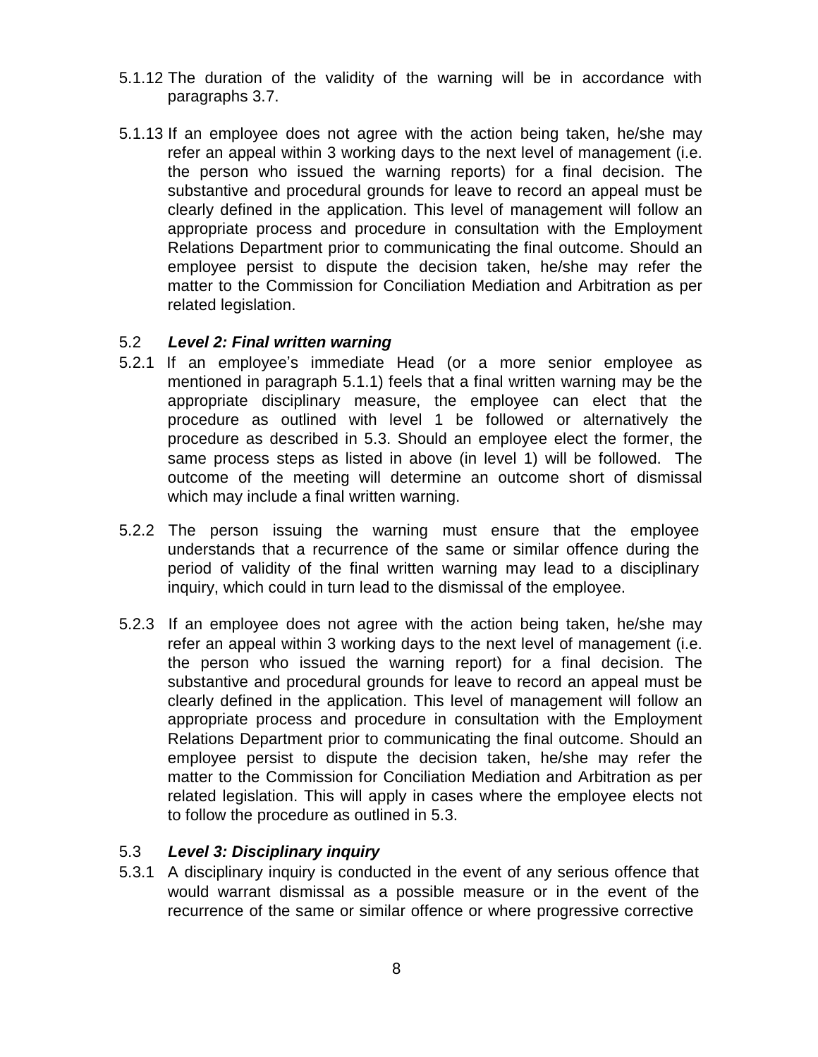5.1.12 The duration of the validity of the warning will be in accordance with paragraphs 3.7.

5.1.13 If an employee does not agree with the action being taken, he/she may refer an appeal within 3 working days to the next level of management (i.e. the person who issued the warning reports) for a final decision. The substantive and procedural grounds for leave to record an appeal must be clearly defined in the application. This level of management will follow an appropriate process and procedure in consultation with the Employment Relations Department prior to communicating the final outcome. Should an employee persist to dispute the decision taken, he/she may refer the matter to the Commission for Conciliation Mediation and Arbitration as per related legislation.

### 5.2 *Level 2: Final written warning*

5.2.1 If an employee's immediate Head (or a more senior employee as mentioned in paragraph 5.1.1) feels that a final written warning may be the appropriate disciplinary measure, the employee can elect that the procedure as outlined with level 1 be followed or alternatively the procedure as described in 5.3. Should an employee elect the former, the same process steps as listed in above (in level 1) will be followed. The outcome of the meeting will determine an outcome short of dismissal which may include a final written warning.

5.2.2 The person issuing the warning must ensure that the employee understands that a recurrence of the same or similar offence during the period of validity of the final written warning may lead to a disciplinary inquiry, which could in turn lead to the dismissal of the employee.

5.2.3 If an employee does not agree with the action being taken, he/she may refer an appeal within 3 working days to the next level of management (i.e. the person who issued the warning report) for a final decision. The substantive and procedural grounds for leave to record an appeal must be clearly defined in the application. This level of management will follow an appropriate process and procedure in consultation with the Employment Relations Department prior to communicating the final outcome. Should an employee persist to dispute the decision taken, he/she may refer the matter to the Commission for Conciliation Mediation and Arbitration as per related legislation. This will apply in cases where the employee elects not to follow the procedure as outlined in 5.3.

### 5.3 *Level 3: Disciplinary inquiry*

5.3.1 A disciplinary inquiry is conducted in the event of any serious offence that would warrant dismissal as a possible measure or in the event of the recurrence of the same or similar offence or where progressive corrective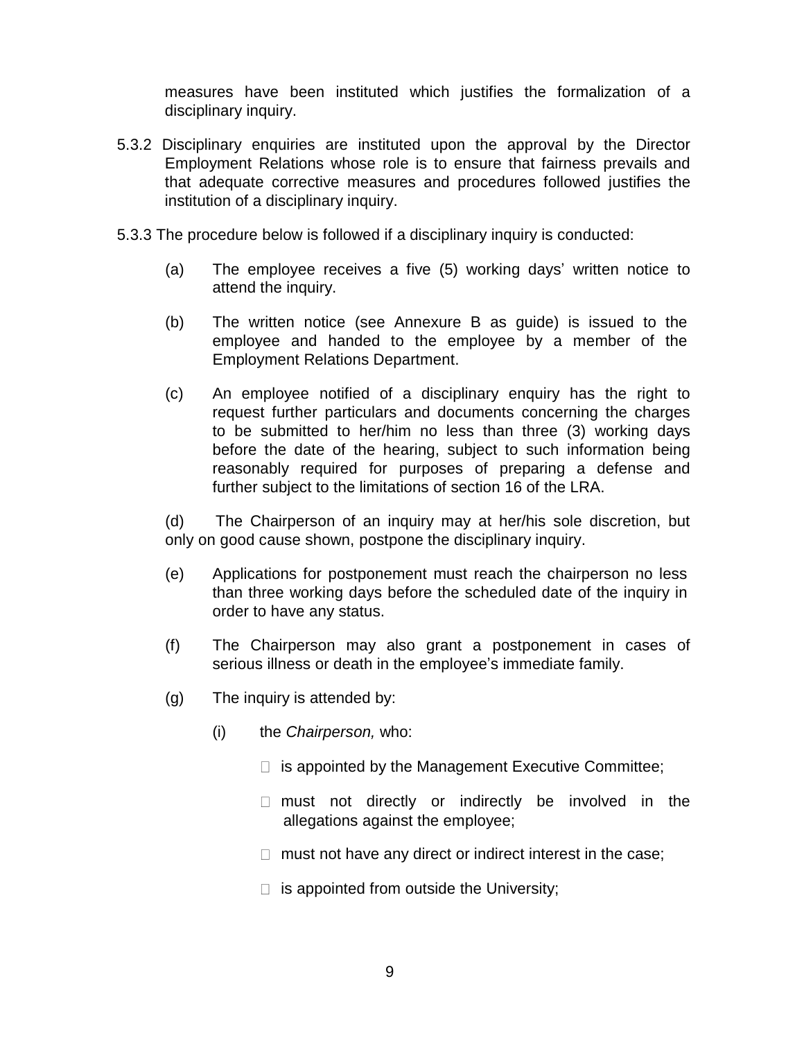measures have been instituted which justifies the formalization of a disciplinary inquiry.

5.3.2 Disciplinary enquiries are instituted upon the approval by the Director Employment Relations whose role is to ensure that fairness prevails and that adequate corrective measures and procedures followed justifies the institution of a disciplinary inquiry.

5.3.3 The procedure below is followed if a disciplinary inquiry is conducted:

(a) The employee receives a five (5) working days' written notice to attend the inquiry.

(b) The written notice (see Annexure B as guide) is issued to the employee and handed to the employee by a member of the Employment Relations Department.

(c) An employee notified of a disciplinary enquiry has the right to request further particulars and documents concerning the charges to be submitted to her/him no less than three (3) working days before the date of the hearing, subject to such information being reasonably required for purposes of preparing a defense and further subject to the limitations of section 16 of the LRA.

(d) The Chairperson of an inquiry may at her/his sole discretion, but only on good cause shown, postpone the disciplinary inquiry.

(e) Applications for postponement must reach the chairperson no less than three working days before the scheduled date of the inquiry in order to have any status.

(f) The Chairperson may also grant a postponement in cases of serious illness or death in the employee's immediate family.

(g) The inquiry is attended by:

(i) the *Chairperson,* who:

- is appointed by the Management Executive Committee;
- must not directly or indirectly be involved in the allegations against the employee;
- must not have any direct or indirect interest in the case;
- is appointed from outside the University;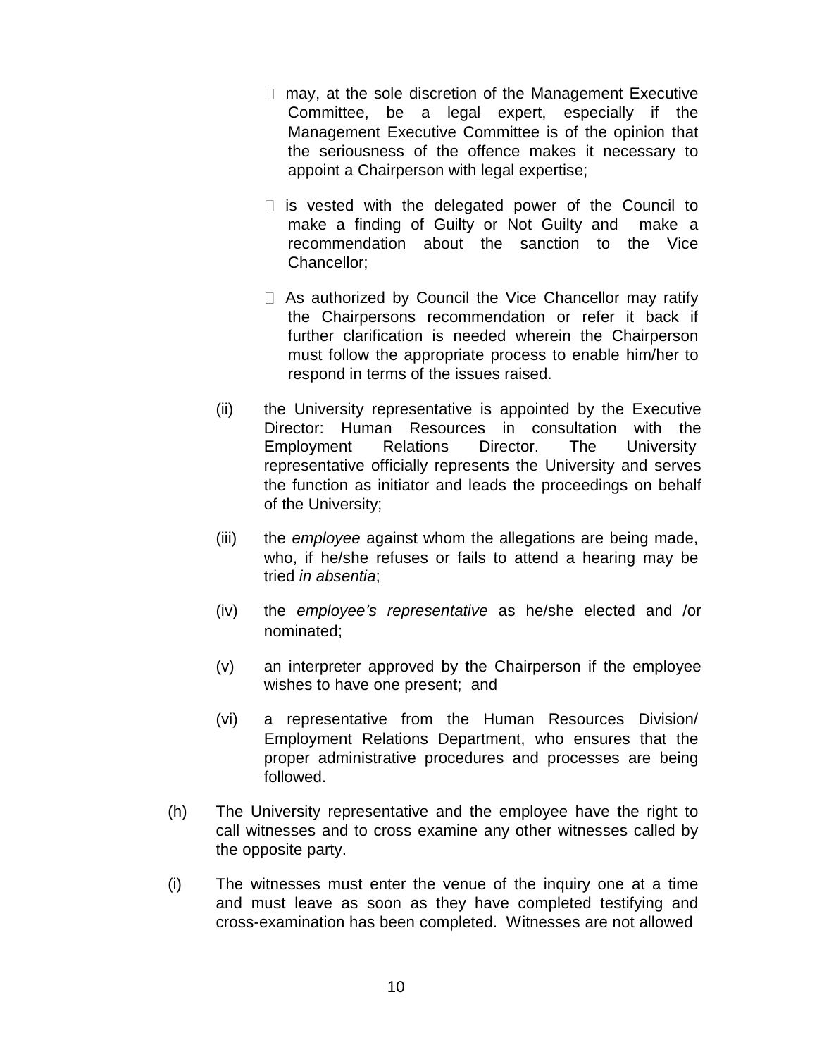- may, at the sole discretion of the Management Executive Committee, be a legal expert, especially if the Management Executive Committee is of the opinion that the seriousness of the offence makes it necessary to appoint a Chairperson with legal expertise;

- is vested with the delegated power of the Council to make a finding of Guilty or Not Guilty and make a recommendation about the sanction to the Vice Chancellor;

- As authorized by Council the Vice Chancellor may ratify the Chairpersons recommendation or refer it back if further clarification is needed wherein the Chairperson must follow the appropriate process to enable him/her to respond in terms of the issues raised.

(ii) the University representative is appointed by the Executive Director: Human Resources in consultation with the Employment Relations Director. The University representative officially represents the University and serves the function as initiator and leads the proceedings on behalf of the University;

(iii) the *employee* against whom the allegations are being made, who, if he/she refuses or fails to attend a hearing may be tried *in absentia*;

(iv) the *employee's representative* as he/she elected and /or nominated;

(v) an interpreter approved by the Chairperson if the employee wishes to have one present; and

(vi) a representative from the Human Resources Division/ Employment Relations Department, who ensures that the proper administrative procedures and processes are being followed.

(h) The University representative and the employee have the right to call witnesses and to cross examine any other witnesses called by the opposite party.

(i) The witnesses must enter the venue of the inquiry one at a time and must leave as soon as they have completed testifying and cross-examination has been completed. Witnesses are not allowed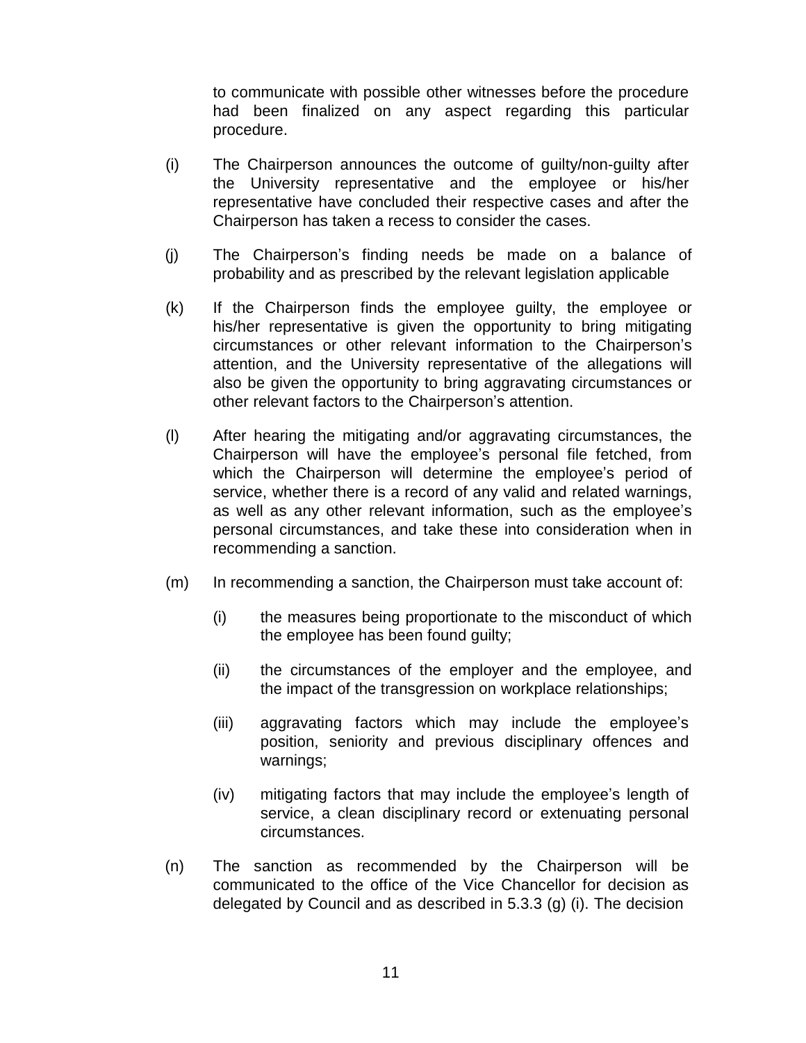to communicate with possible other witnesses before the procedure had been finalized on any aspect regarding this particular procedure.

(i) The Chairperson announces the outcome of guilty/non-guilty after the University representative and the employee or his/her representative have concluded their respective cases and after the Chairperson has taken a recess to consider the cases.

(j) The Chairperson's finding needs be made on a balance of probability and as prescribed by the relevant legislation applicable

(k) If the Chairperson finds the employee guilty, the employee or his/her representative is given the opportunity to bring mitigating circumstances or other relevant information to the Chairperson's attention, and the University representative of the allegations will also be given the opportunity to bring aggravating circumstances or other relevant factors to the Chairperson's attention.

(l) After hearing the mitigating and/or aggravating circumstances, the Chairperson will have the employee's personal file fetched, from which the Chairperson will determine the employee's period of service, whether there is a record of any valid and related warnings, as well as any other relevant information, such as the employee's personal circumstances, and take these into consideration when in recommending a sanction.

(m) In recommending a sanction, the Chairperson must take account of:

   (i) the measures being proportionate to the misconduct of which the employee has been found guilty;

   (ii) the circumstances of the employer and the employee, and the impact of the transgression on workplace relationships;

   (iii) aggravating factors which may include the employee's position, seniority and previous disciplinary offences and warnings;

   (iv) mitigating factors that may include the employee's length of service, a clean disciplinary record or extenuating personal circumstances.

(n) The sanction as recommended by the Chairperson will be communicated to the office of the Vice Chancellor for decision as delegated by Council and as described in 5.3.3 (g) (i). The decision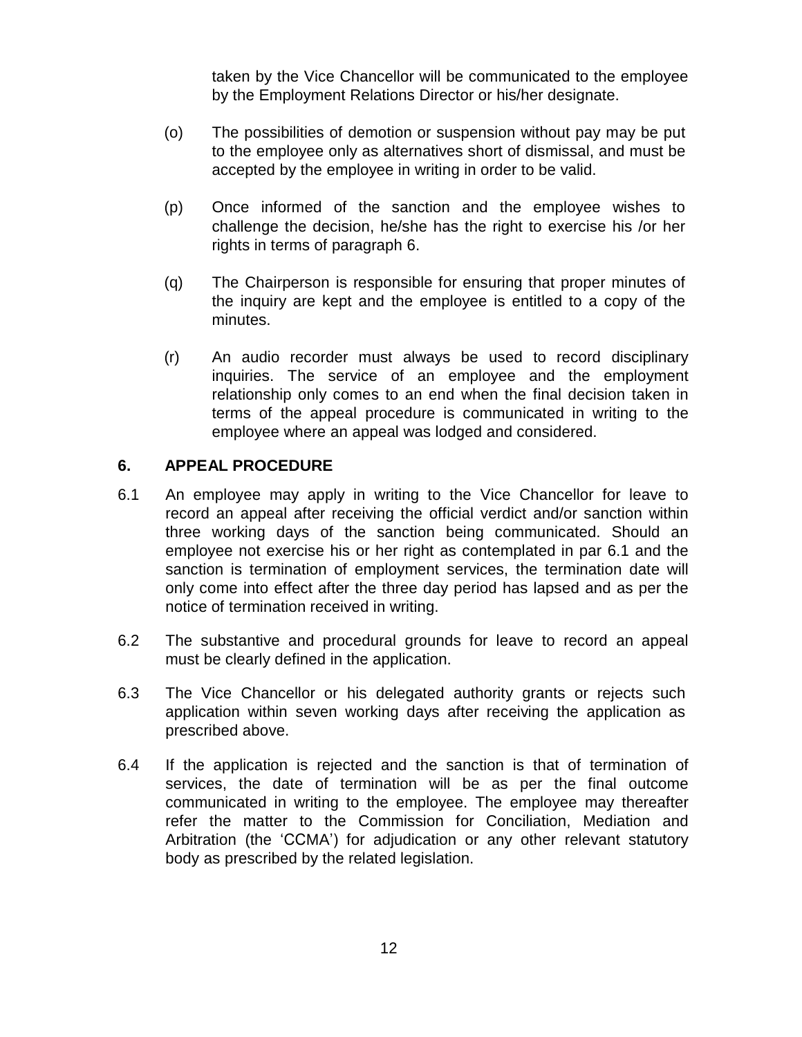taken by the Vice Chancellor will be communicated to the employee by the Employment Relations Director or his/her designate.

(o) The possibilities of demotion or suspension without pay may be put to the employee only as alternatives short of dismissal, and must be accepted by the employee in writing in order to be valid.

(p) Once informed of the sanction and the employee wishes to challenge the decision, he/she has the right to exercise his /or her rights in terms of paragraph 6.

(q) The Chairperson is responsible for ensuring that proper minutes of the inquiry are kept and the employee is entitled to a copy of the minutes.

(r) An audio recorder must always be used to record disciplinary inquiries. The service of an employee and the employment relationship only comes to an end when the final decision taken in terms of the appeal procedure is communicated in writing to the employee where an appeal was lodged and considered.

## 6. APPEAL PROCEDURE

6.1 An employee may apply in writing to the Vice Chancellor for leave to record an appeal after receiving the official verdict and/or sanction within three working days of the sanction being communicated. Should an employee not exercise his or her right as contemplated in par 6.1 and the sanction is termination of employment services, the termination date will only come into effect after the three day period has lapsed and as per the notice of termination received in writing.

6.2 The substantive and procedural grounds for leave to record an appeal must be clearly defined in the application.

6.3 The Vice Chancellor or his delegated authority grants or rejects such application within seven working days after receiving the application as prescribed above.

6.4 If the application is rejected and the sanction is that of termination of services, the date of termination will be as per the final outcome communicated in writing to the employee. The employee may thereafter refer the matter to the Commission for Conciliation, Mediation and Arbitration (the 'CCMA') for adjudication or any other relevant statutory body as prescribed by the related legislation.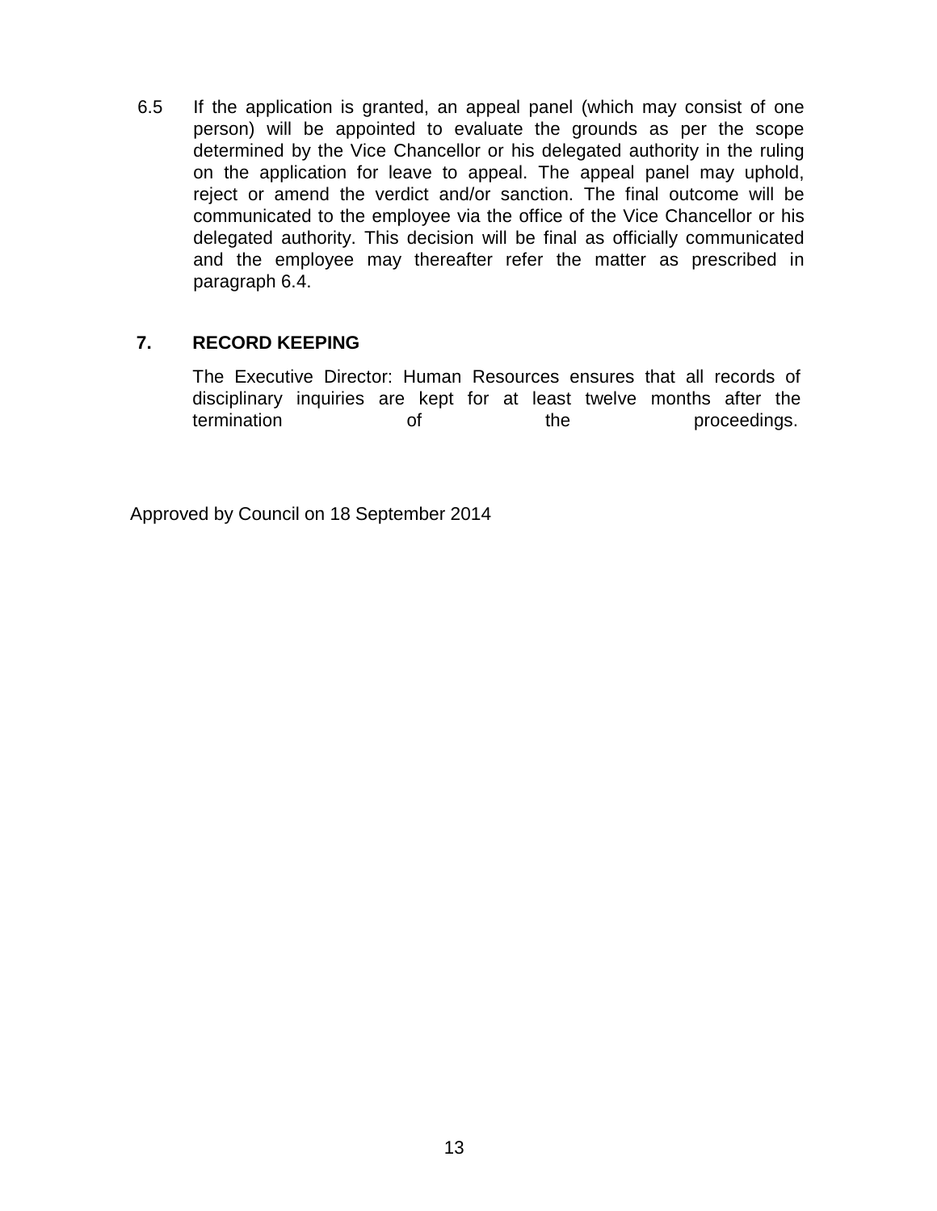6.5 If the application is granted, an appeal panel (which may consist of one person) will be appointed to evaluate the grounds as per the scope determined by the Vice Chancellor or his delegated authority in the ruling on the application for leave to appeal. The appeal panel may uphold, reject or amend the verdict and/or sanction. The final outcome will be communicated to the employee via the office of the Vice Chancellor or his delegated authority. This decision will be final as officially communicated and the employee may thereafter refer the matter as prescribed in paragraph 6.4.

## 7. RECORD KEEPING

The Executive Director: Human Resources ensures that all records of disciplinary inquiries are kept for at least twelve months after the termination of the proceedings.

Approved by Council on 18 September 2014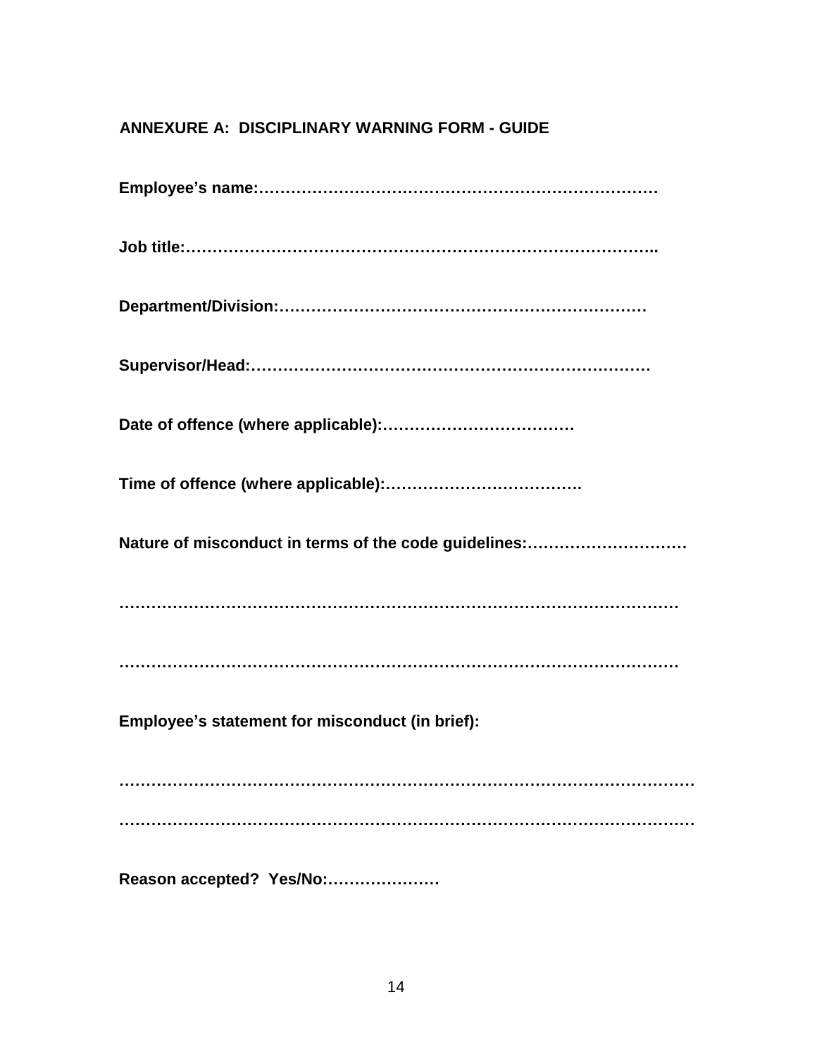## ANNEXURE A: DISCIPLINARY WARNING FORM - GUIDE

**Employee's name:…………………………………………………………………**

**Job title:…………………………………………………………………………..**

**Department/Division:……………………………………………………………**

**Supervisor/Head:…………………………………………………………………**

**Date of offence (where applicable):………………………………**

**Time of offence (where applicable):……………………………….**

**Nature of misconduct in terms of the code guidelines:…………………………**

**………………………………………………………………………………………**

**………………………………………………………………………………………**

**Employee's statement for misconduct (in brief):**

**…………………………………………………………………………………………**

**…………………………………………………………………………………………**

**Reason accepted? Yes/No:…………………**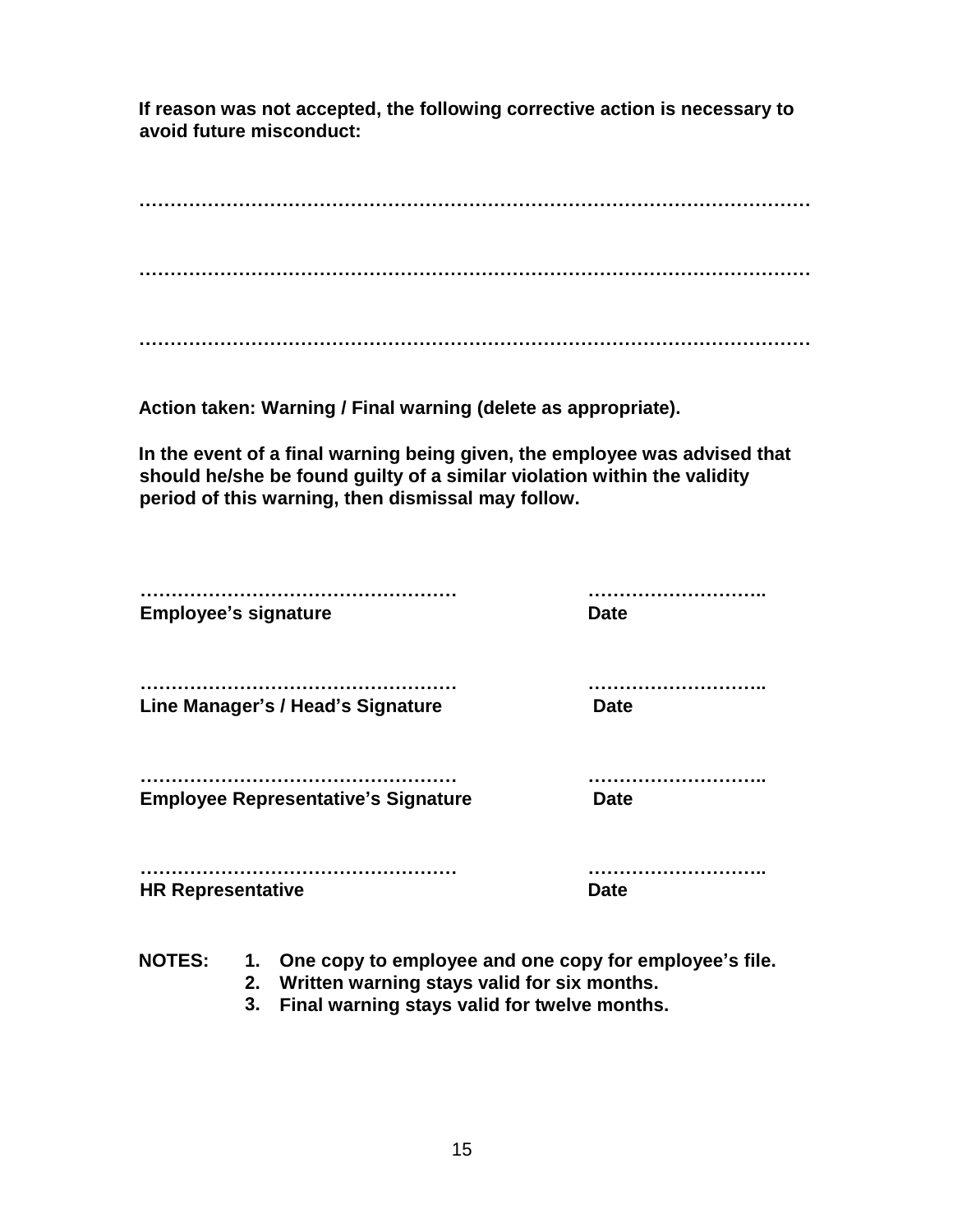**If reason was not accepted, the following corrective action is necessary to avoid future misconduct:**

……………………………………………………………………………………………

……………………………………………………………………………………………

……………………………………………………………………………………………

**Action taken: Warning / Final warning (delete as appropriate).**

**In the event of a final warning being given, the employee was advised that should he/she be found guilty of a similar violation within the validity period of this warning, then dismissal may follow.**

| | |
|---|---|
| ……………………………………………<br>**Employee's signature** | ………………………..<br>**Date** |
| ……………………………………………<br>**Line Manager's / Head's Signature** | ………………………..<br>**Date** |
| ……………………………………………<br>**Employee Representative's Signature** | ………………………..<br>**Date** |
| ……………………………………………<br>**HR Representative** | ………………………..<br>**Date** |

**NOTES:**

1. **One copy to employee and one copy for employee's file.**
2. **Written warning stays valid for six months.**
3. **Final warning stays valid for twelve months.**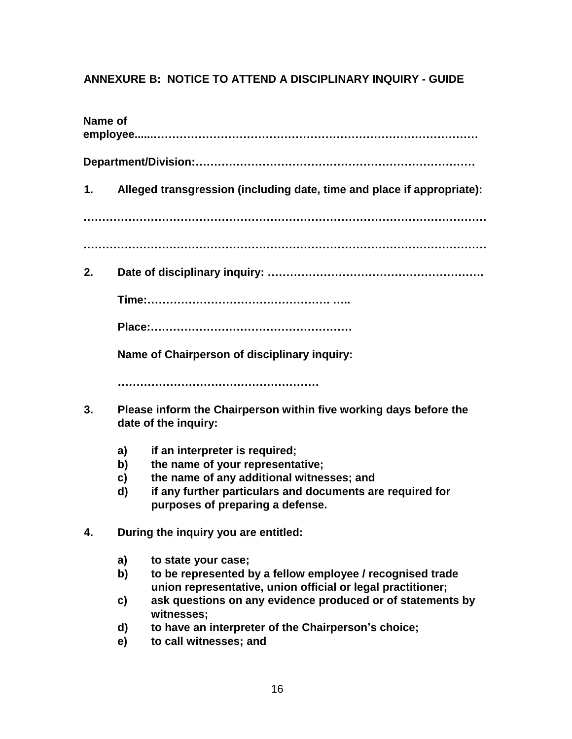## ANNEXURE B: NOTICE TO ATTEND A DISCIPLINARY INQUIRY - GUIDE

**Name of employee......………………………………………………………………………**

**Department/Division:…………………………………………………………………**

**1. Alleged transgression (including date, time and place if appropriate):**

**……………………………………………………………………………………………**

**……………………………………………………………………………………………**

**2. Date of disciplinary inquiry: ………………………………………………….**

**Time:…………………………………………. …..**

**Place:………………………………………………**

**Name of Chairperson of disciplinary inquiry:**

**………………………………………………**

**3. Please inform the Chairperson within five working days before the date of the inquiry:**

**a) if an interpreter is required;**
**b) the name of your representative;**
**c) the name of any additional witnesses; and**
**d) if any further particulars and documents are required for purposes of preparing a defense.**

**4. During the inquiry you are entitled:**

**a) to state your case;**
**b) to be represented by a fellow employee / recognised trade union representative, union official or legal practitioner;**
**c) ask questions on any evidence produced or of statements by witnesses;**
**d) to have an interpreter of the Chairperson's choice;**
**e) to call witnesses; and**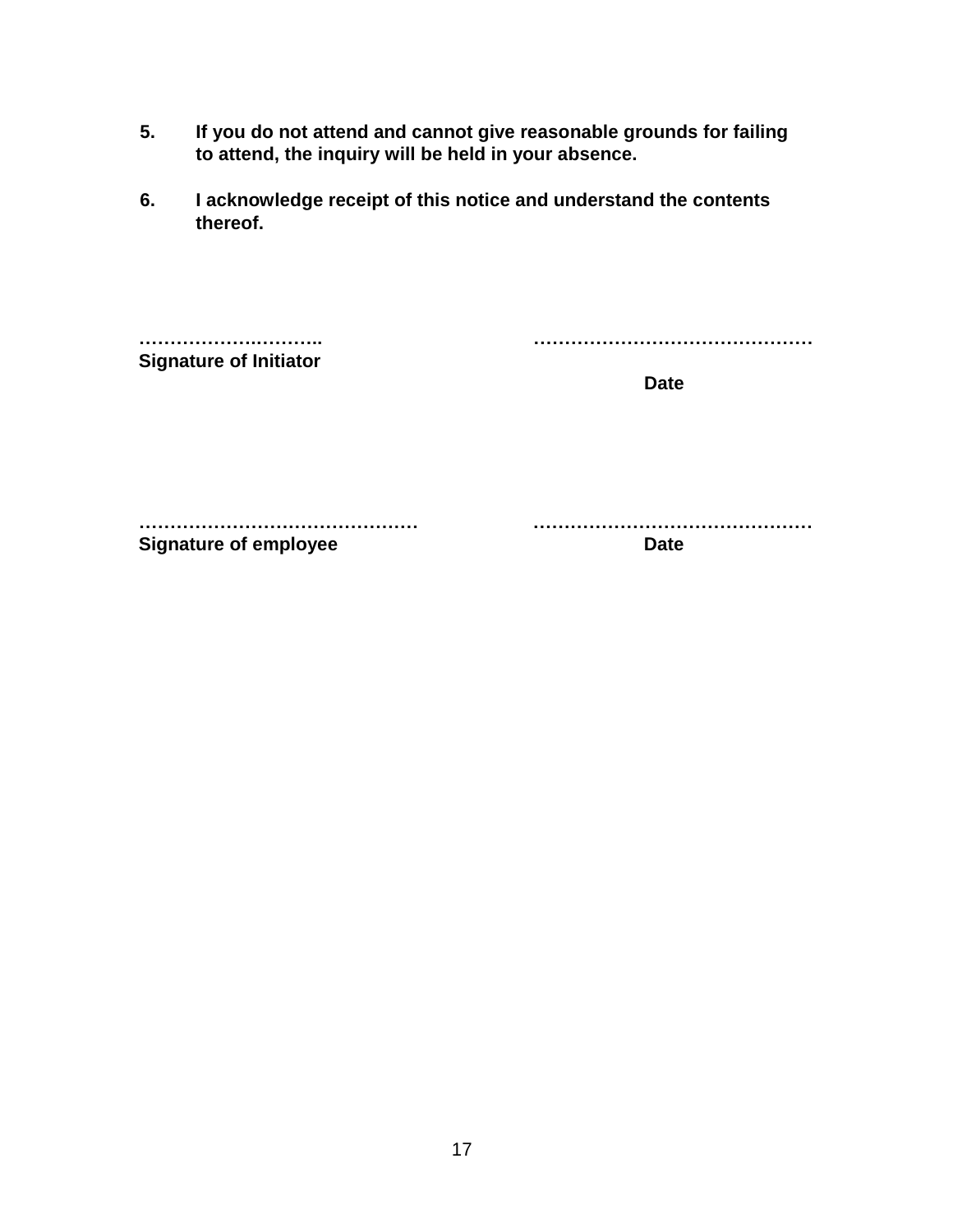**5.** **If you do not attend and cannot give reasonable grounds for failing to attend, the inquiry will be held in your absence.**

**6.** **I acknowledge receipt of this notice and understand the contents thereof.**

………………..……….. ………………………………………
**Signature of Initiator**
**Date**

……………………………………… ………………………………………
**Signature of employee** **Date**